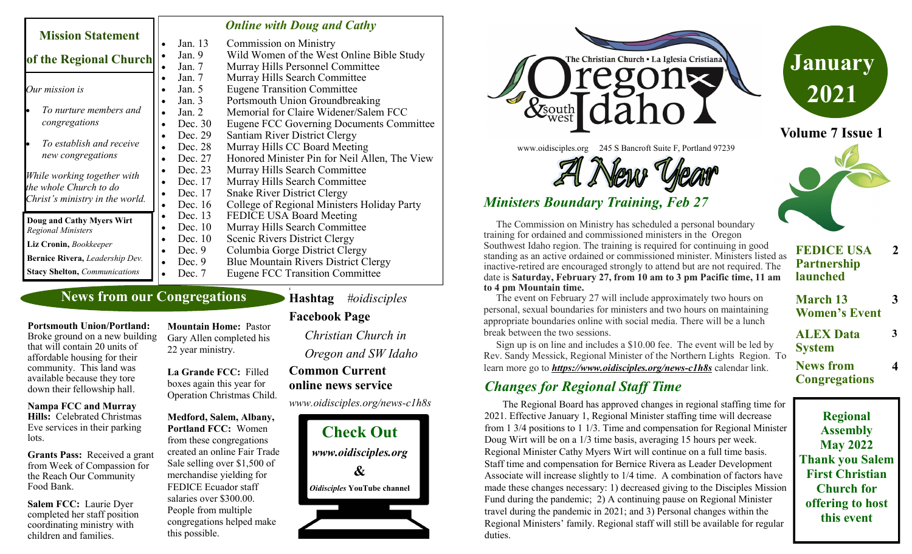## Mission Statement of the Regional Church

*Our mission is*

- *To nurture members and congregations*
- *To establish and receive new congregations*

*While working together with the whole Church to do Christ's ministry in the world.*

**Doug and Cathy Myers Wirt** *Regional Ministers*

**Liz Cronin,** *Bookkeeper*

**Bernice Rivera,** *Leadership Dev.*

**Stacy Shelton,** *Communications*

### *Online with Doug and Cathy*

- Jan. 13 Commission on Ministry
- Jan. 9 Wild Women of the West Online Bible Study
- Jan. 7 Murray Hills Personnel Committee
- Jan. 7 Murray Hills Search Committee
- Jan. 5 Eugene Transition Committee
- Jan. 3 Portsmouth Union Groundbreaking
- Jan. 2 Memorial for Claire Widener/Salem FCC
- Dec. 30 Eugene FCC Governing Documents Committee
- Dec. 29 Santiam River District Clergy
- Dec. 28 Murray Hills CC Board Meeting
- Dec. 27 Honored Minister Pin for Neil Allen, The View
- Dec. 23 Murray Hills Search Committee
- Dec. 17 Murray Hills Search Committee
- Dec. 17 Snake River District Clergy
- Dec. 16 College of Regional Ministers Holiday Party
- Dec. 13 FEDICE USA Board Meeting
- Dec. 10 Murray Hills Search Committee
- Dec. 10 Scenic Rivers District Clergy
- Dec. 9 Columbia Gorge District Clergy
- Dec. 9 Blue Mountain Rivers District Clergy
- Dec. 7 Eugene FCC Transition Committee

## News from our Congregations

**Portsmouth Union/Portland:** Broke ground on a new building that will contain 20 units of affordable housing for their community. This land was available because they tore down their fellowship hall.

**Nampa FCC and Murray Hills:** Celebrated Christmas Eve services in their parking lots.

**Grants Pass:** Received a grant from Week of Compassion for the Reach Our Community Food Bank.

**Salem FCC:** Laurie Dyer completed her staff position coordinating ministry with children and families.

**Mountain Home:** Pastor Gary Allen completed his 22 year ministry.

**La Grande FCC:** Filled boxes again this year for Operation Christmas Child.

**Medford, Salem, Albany, Portland FCC:** Women from these congregations created an online Fair Trade Sale selling over $1,500 of merchandise yielding for FEDICE Ecuador staff salaries over $300.00. People from multiple congregations helped make this possible.

**Hashtag** *#oidisciples*

**Facebook Page**

*Christian Church in Oregon and SW Idaho*

**Common Current online news service**

*www.oidisciples.org/news-c1h8s*

**Check Out**

***www.oidisciples.org***

**&**

***Oidisciples* YouTube channel**

# The Christian Church • La Iglesia Cristiana Oregon & southwest Idaho

www.oidisciples.org 245 S Bancroft Suite F, Portland 97239

# January 2021

**Volume 7 Issue 1**

## A New Year

## *Ministers Boundary Training, Feb 27*

The Commission on Ministry has scheduled a personal boundary training for ordained and commissioned ministers in the Oregon Southwest Idaho region. The training is required for continuing in good standing as an active ordained or commissioned minister. Ministers listed as inactive-retired are encouraged strongly to attend but are not required. The date is **Saturday, February 27, from 10 am to 3 pm Pacific time, 11 am to 4 pm Mountain time.**

The event on February 27 will include approximately two hours on personal, sexual boundaries for ministers and two hours on maintaining appropriate boundaries online with social media. There will be a lunch break between the two sessions.

Sign up is on line and includes a $10.00 fee. The event will be led by Rev. Sandy Messick, Regional Minister of the Northern Lights Region. To learn more go to ***https://www.oidisciples.org/news-c1h8s*** calendar link.

## *Changes for Regional Staff Time*

The Regional Board has approved changes in regional staffing time for 2021. Effective January 1, Regional Minister staffing time will decrease from 1 3/4 positions to 1 1/3. Time and compensation for Regional Minister Doug Wirt will be on a 1/3 time basis, averaging 15 hours per week. Regional Minister Cathy Myers Wirt will continue on a full time basis. Staff time and compensation for Bernice Rivera as Leader Development Associate will increase slightly to 1/4 time. A combination of factors have made these changes necessary: 1) decreased giving to the Disciples Mission Fund during the pandemic; 2) A continuing pause on Regional Minister travel during the pandemic in 2021; and 3) Personal changes within the Regional Ministers' family. Regional staff will still be available for regular duties.

| | |
|---|---|
| **FEDICE USA Partnership launched** | **2** |
| **March 13 Women's Event** | **3** |
| **ALEX Data System** | **3** |
| **News from Congregations** | **4** |

**Regional Assembly May 2022 Thank you Salem First Christian Church for offering to host this event**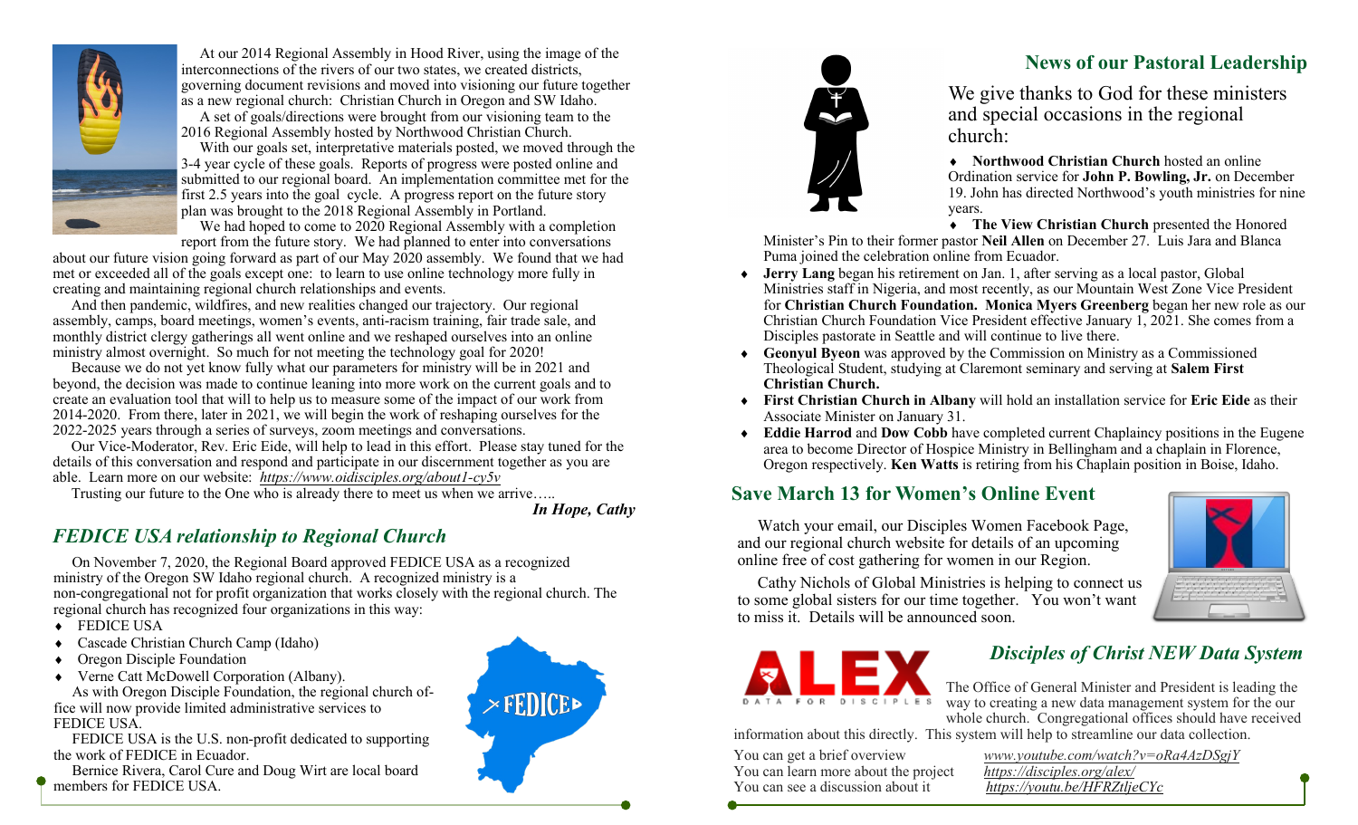At our 2014 Regional Assembly in Hood River, using the image of the interconnections of the rivers of our two states, we created districts, governing document revisions and moved into visioning our future together as a new regional church: Christian Church in Oregon and SW Idaho.

A set of goals/directions were brought from our visioning team to the 2016 Regional Assembly hosted by Northwood Christian Church.

With our goals set, interpretative materials posted, we moved through the 3-4 year cycle of these goals. Reports of progress were posted online and submitted to our regional board. An implementation committee met for the first 2.5 years into the goal cycle. A progress report on the future story plan was brought to the 2018 Regional Assembly in Portland.

We had hoped to come to 2020 Regional Assembly with a completion report from the future story. We had planned to enter into conversations about our future vision going forward as part of our May 2020 assembly. We found that we had met or exceeded all of the goals except one: to learn to use online technology more fully in creating and maintaining regional church relationships and events.

And then pandemic, wildfires, and new realities changed our trajectory. Our regional assembly, camps, board meetings, women's events, anti-racism training, fair trade sale, and monthly district clergy gatherings all went online and we reshaped ourselves into an online ministry almost overnight. So much for not meeting the technology goal for 2020!

Because we do not yet know fully what our parameters for ministry will be in 2021 and beyond, the decision was made to continue leaning into more work on the current goals and to create an evaluation tool that will to help us to measure some of the impact of our work from 2014-2020. From there, later in 2021, we will begin the work of reshaping ourselves for the 2022-2025 years through a series of surveys, zoom meetings and conversations.

Our Vice-Moderator, Rev. Eric Eide, will help to lead in this effort. Please stay tuned for the details of this conversation and respond and participate in our discernment together as you are able. Learn more on our website: *https://www.oidisciples.org/about1-cy5v*

Trusting our future to the One who is already there to meet us when we arrive…..

***In Hope, Cathy***

## *FEDICE USA relationship to Regional Church*

On November 7, 2020, the Regional Board approved FEDICE USA as a recognized ministry of the Oregon SW Idaho regional church. A recognized ministry is a non-congregational not for profit organization that works closely with the regional church. The regional church has recognized four organizations in this way:

- FEDICE USA
- Cascade Christian Church Camp (Idaho)
- Oregon Disciple Foundation
- Verne Catt McDowell Corporation (Albany).

As with Oregon Disciple Foundation, the regional church office will now provide limited administrative services to FEDICE USA.

FEDICE USA is the U.S. non-profit dedicated to supporting the work of FEDICE in Ecuador.

Bernice Rivera, Carol Cure and Doug Wirt are local board members for FEDICE USA.

## News of our Pastoral Leadership

We give thanks to God for these ministers and special occasions in the regional church:

- **Northwood Christian Church** hosted an online Ordination service for **John P. Bowling, Jr.** on December 19. John has directed Northwood's youth ministries for nine years.
- **The View Christian Church** presented the Honored Minister's Pin to their former pastor **Neil Allen** on December 27. Luis Jara and Blanca Puma joined the celebration online from Ecuador.
- **Jerry Lang** began his retirement on Jan. 1, after serving as a local pastor, Global Ministries staff in Nigeria, and most recently, as our Mountain West Zone Vice President for **Christian Church Foundation. Monica Myers Greenberg** began her new role as our Christian Church Foundation Vice President effective January 1, 2021. She comes from a Disciples pastorate in Seattle and will continue to live there.
- **Geonyul Byeon** was approved by the Commission on Ministry as a Commissioned Theological Student, studying at Claremont seminary and serving at **Salem First Christian Church.**
- **First Christian Church in Albany** will hold an installation service for **Eric Eide** as their Associate Minister on January 31.
- **Eddie Harrod** and **Dow Cobb** have completed current Chaplaincy positions in the Eugene area to become Director of Hospice Ministry in Bellingham and a chaplain in Florence, Oregon respectively. **Ken Watts** is retiring from his Chaplain position in Boise, Idaho.

## Save March 13 for Women's Online Event

Watch your email, our Disciples Women Facebook Page, and our regional church website for details of an upcoming online free of cost gathering for women in our Region.

Cathy Nichols of Global Ministries is helping to connect us to some global sisters for our time together. You won't want to miss it. Details will be announced soon.

## *Disciples of Christ NEW Data System*

The Office of General Minister and President is leading the way to creating a new data management system for the our whole church. Congregational offices should have received information about this directly. This system will help to streamline our data collection.

| | |
|---|---|
| You can get a brief overview | *www.youtube.com/watch?v=oRa4AzDSgjY* |
| You can learn more about the project | *https://disciples.org/alex/* |
| You can see a discussion about it | *https://youtu.be/HFRZtljeCYc* |